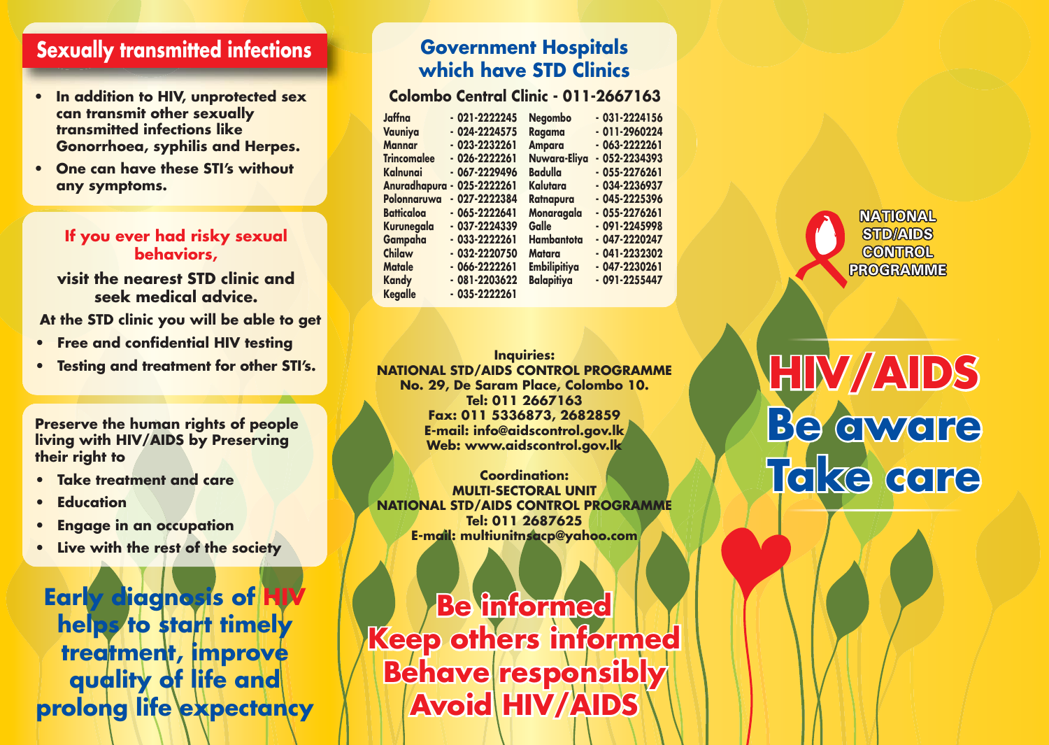## Sexually transmitted infections

- In addition to HIV, unprotected sex can transmit other sexually transmitted infections like Gonorrhoea, syphilis and Herpes.
- One can have these STI's without any symptoms.

**If you ever had risky sexual behaviors,**

**visit the nearest STD clinic and seek medical advice.**

At the STD clinic you will be able to get

- Free and confidential HIV testing
- Testing and treatment for other STI's.

Preserve the human rights of people living with HIV/AIDS by Preserving their right to

- Take treatment and care
- Education
- Engage in an occupation
- Live with the rest of the society

**Early diagnosis of HIV helps to start timely treatment, improve quality of life and prolong life expectancy**

## Government Hospitals which have STD Clinics

**Colombo Central Clinic - 011-2667163**

| | | | |
|---|---|---|---|
| Jaffna | - 021-2222245 | Negombo | - 031-2224156 |
| Vauniya | - 024-2224575 | Ragama | - 011-2960224 |
| Mannar | - 023-2232261 | Ampara | - 063-2222261 |
| Trincomalee | - 026-2222261 | Nuwara-Eliya | - 052-2234393 |
| Kalnunai | - 067-2229496 | Badulla | - 055-2276261 |
| Anuradhapura | - 025-2222261 | Kalutara | - 034-2236937 |
| Polonnaruwa | - 027-2222384 | Ratnapura | - 045-2225396 |
| Batticaloa | - 065-2222641 | Monaragala | - 055-2276261 |
| Kurunegala | - 037-2224339 | Galle | - 091-2245998 |
| Gampaha | - 033-2222261 | Hambantota | - 047-2220247 |
| Chilaw | - 032-2220750 | Matara | - 041-2232302 |
| Matale | - 066-2222261 | Embilipitiya | - 047-2230261 |
| Kandy | - 081-2203622 | Balapitiya | - 091-2255447 |
| Kegalle | - 035-2222261 | | |

**Inquiries:**
NATIONAL STD/AIDS CONTROL PROGRAMME
No. 29, De Saram Place, Colombo 10.
Tel: 011 2667163
Fax: 011 5336873, 2682859
E-mail: info@aidscontrol.gov.lk
Web: www.aidscontrol.gov.lk

**Coordination:**
MULTI-SECTORAL UNIT
NATIONAL STD/AIDS CONTROL PROGRAMME
Tel: 011 2687625
E-mail: multiunitnsacp@yahoo.com

**Be informed**
**Keep others informed**
**Behave responsibly**
**Avoid HIV/AIDS**

NATIONAL STD/AIDS CONTROL PROGRAMME

# HIV/AIDS
# Be aware
# Take care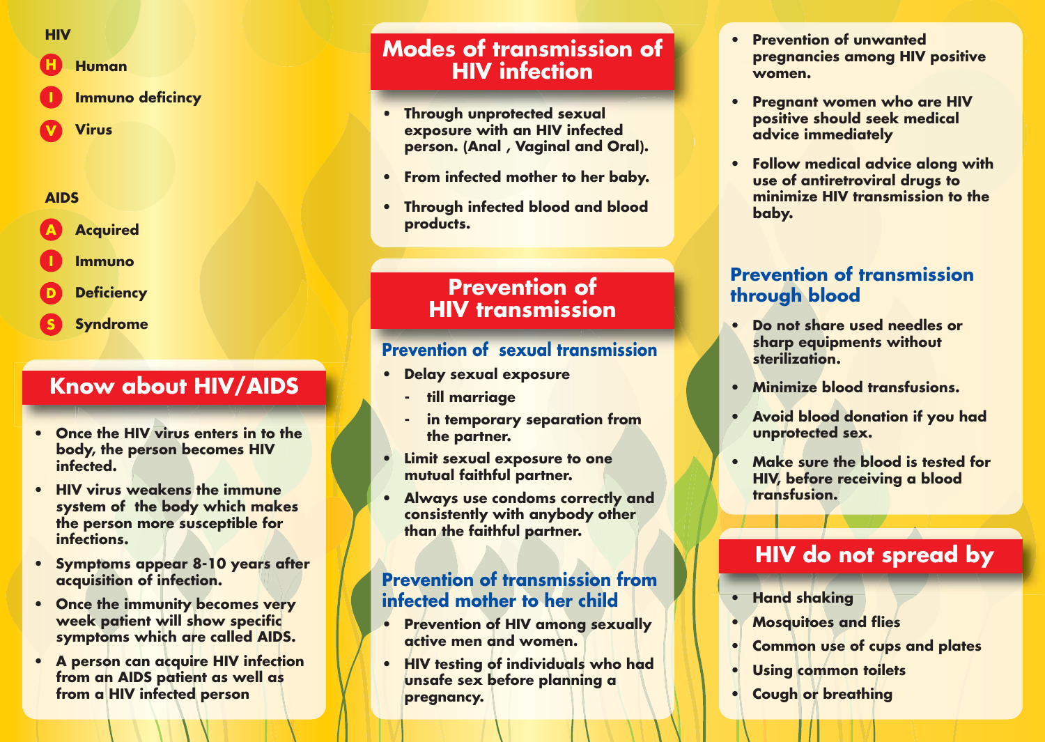**HIV**

- **H** Human
- **I** Immuno deficincy
- **V** Virus

**AIDS**

- **A** Acquired
- **I** Immuno
- **D** Deficiency
- **S** Syndrome

## Know about HIV/AIDS

- Once the HIV virus enters in to the body, the person becomes HIV infected.
- HIV virus weakens the immune system of the body which makes the person more susceptible for infections.
- Symptoms appear 8-10 years after acquisition of infection.
- Once the immunity becomes very week patient will show specific symptoms which are called AIDS.
- A person can acquire HIV infection from an AIDS patient as well as from a HIV infected person

## Modes of transmission of HIV infection

- Through unprotected sexual exposure with an HIV infected person. (Anal , Vaginal and Oral).
- From infected mother to her baby.
- Through infected blood and blood products.

## Prevention of HIV transmission

### Prevention of sexual transmission

- Delay sexual exposure
  - till marriage
  - in temporary separation from the partner.
- Limit sexual exposure to one mutual faithful partner.
- Always use condoms correctly and consistently with anybody other than the faithful partner.

### Prevention of transmission from infected mother to her child

- Prevention of HIV among sexually active men and women.
- HIV testing of individuals who had unsafe sex before planning a pregnancy.
- Prevention of unwanted pregnancies among HIV positive women.
- Pregnant women who are HIV positive should seek medical advice immediately
- Follow medical advice along with use of antiretroviral drugs to minimize HIV transmission to the baby.

### Prevention of transmission through blood

- Do not share used needles or sharp equipments without sterilization.
- Minimize blood transfusions.
- Avoid blood donation if you had unprotected sex.
- Make sure the blood is tested for HIV, before receiving a blood transfusion.

## HIV do not spread by

- Hand shaking
- Mosquitoes and flies
- Common use of cups and plates
- Using common toilets
- Cough or breathing